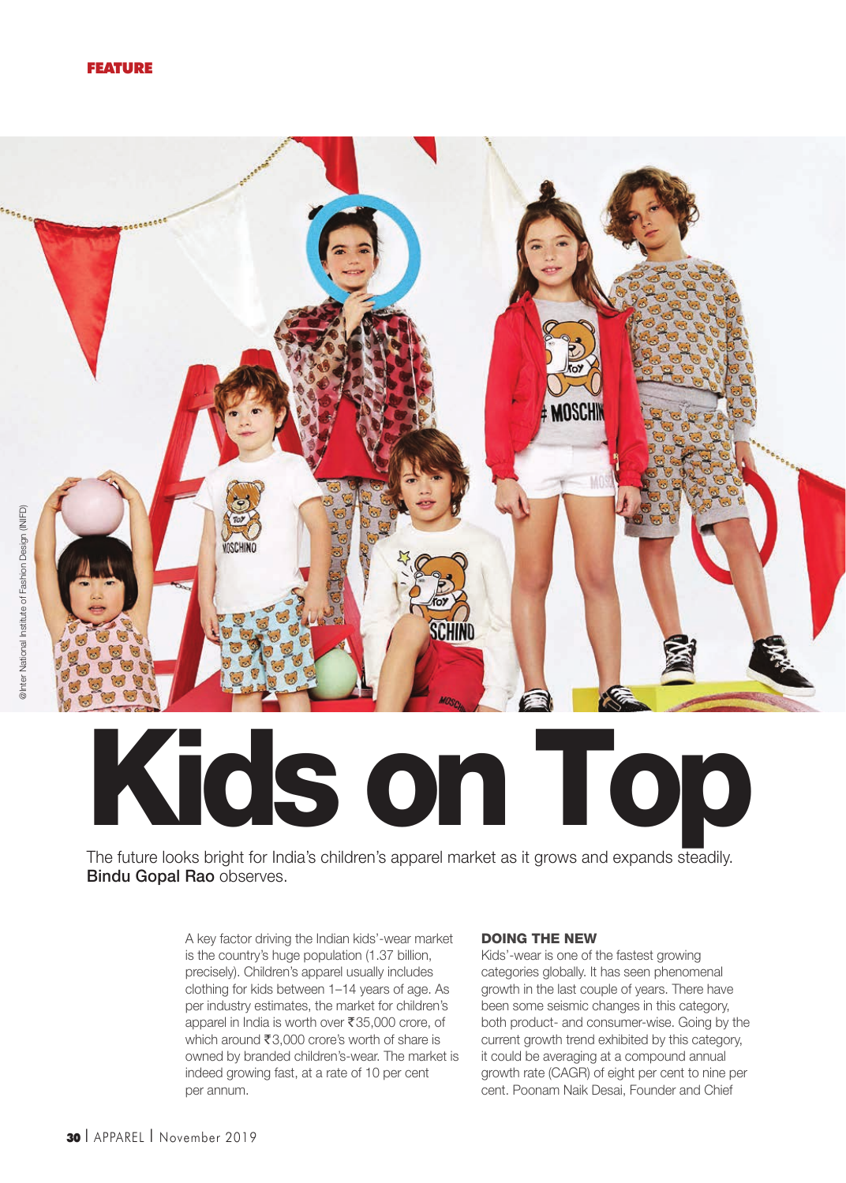FEATURE

@Inter National Institute of Fashion Design (INIFD)

# Kids on Top

The future looks bright for India's children's apparel market as it grows and expands steadily. **Bindu Gopal Rao** observes.

A key factor driving the Indian kids'-wear market is the country's huge population (1.37 billion, precisely). Children's apparel usually includes clothing for kids between 1–14 years of age. As per industry estimates, the market for children's apparel in India is worth over ₹35,000 crore, of which around ₹3,000 crore's worth of share is owned by branded children's-wear. The market is indeed growing fast, at a rate of 10 per cent per annum.

## DOING THE NEW

Kids'-wear is one of the fastest growing categories globally. It has seen phenomenal growth in the last couple of years. There have been some seismic changes in this category, both product- and consumer-wise. Going by the current growth trend exhibited by this category, it could be averaging at a compound annual growth rate (CAGR) of eight per cent to nine per cent. Poonam Naik Desai, Founder and Chief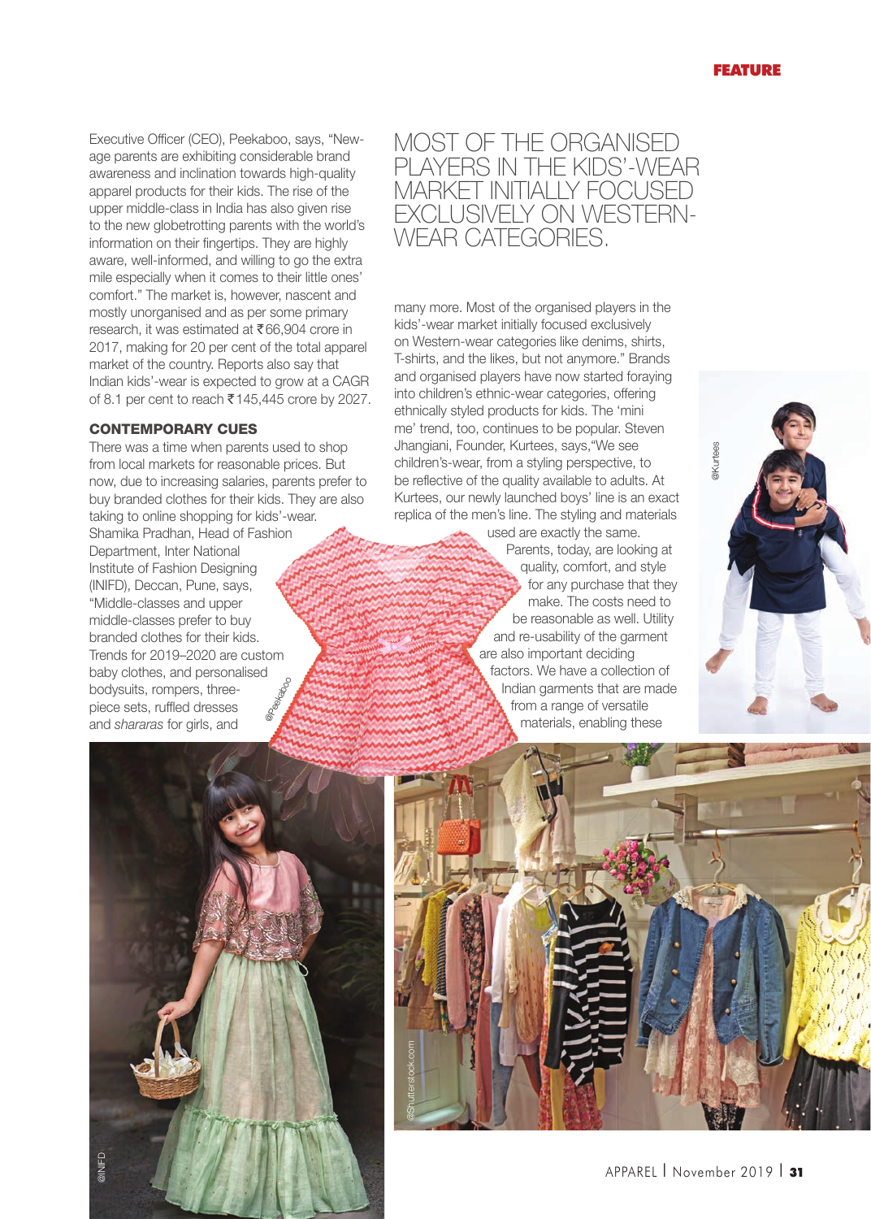Executive Officer (CEO), Peekaboo, says, "New-age parents are exhibiting considerable brand awareness and inclination towards high-quality apparel products for their kids. The rise of the upper middle-class in India has also given rise to the new globetrotting parents with the world's information on their fingertips. They are highly aware, well-informed, and willing to go the extra mile especially when it comes to their little ones' comfort." The market is, however, nascent and mostly unorganised and as per some primary research, it was estimated at ₹66,904 crore in 2017, making for 20 per cent of the total apparel market of the country. Reports also say that Indian kids'-wear is expected to grow at a CAGR of 8.1 per cent to reach ₹145,445 crore by 2027.

## CONTEMPORARY CUES

There was a time when parents used to shop from local markets for reasonable prices. But now, due to increasing salaries, parents prefer to buy branded clothes for their kids. They are also taking to online shopping for kids'-wear. Shamika Pradhan, Head of Fashion Department, Inter National Institute of Fashion Designing (INIFD), Deccan, Pune, says, "Middle-classes and upper middle-classes prefer to buy branded clothes for their kids. Trends for 2019–2020 are custom baby clothes, and personalised bodysuits, rompers, three-piece sets, ruffled dresses and *shararas* for girls, and many more. Most of the organised players in the kids'-wear market initially focused exclusively on Western-wear categories like denims, shirts, T-shirts, and the likes, but not anymore." Brands and organised players have now started foraying into children's ethnic-wear categories, offering ethnically styled products for kids. The 'mini me' trend, too, continues to be popular. Steven Jhangiani, Founder, Kurtees, says,"We see children's-wear, from a styling perspective, to be reflective of the quality available to adults. At Kurtees, our newly launched boys' line is an exact replica of the men's line. The styling and materials used are exactly the same. Parents, today, are looking at quality, comfort, and style for any purchase that they make. The costs need to be reasonable as well. Utility and re-usability of the garment are also important deciding factors. We have a collection of Indian garments that are made from a range of versatile materials, enabling these

> MOST OF THE ORGANISED PLAYERS IN THE KIDS'-WEAR MARKET INITIALLY FOCUSED EXCLUSIVELY ON WESTERN-WEAR CATEGORIES.

@Peekaboo

@Kurtees

@INIFD

@Shutterstock.com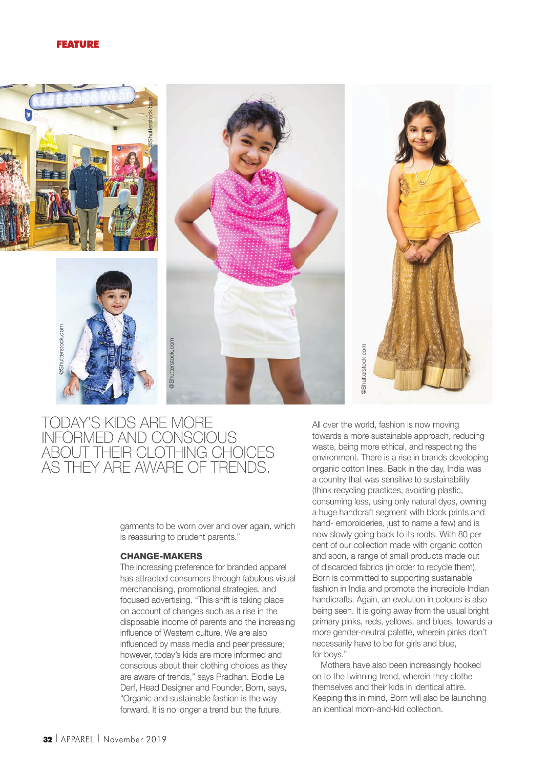TODAY'S KIDS ARE MORE INFORMED AND CONSCIOUS ABOUT THEIR CLOTHING CHOICES AS THEY ARE AWARE OF TRENDS.

garments to be worn over and over again, which is reassuring to prudent parents."

### CHANGE-MAKERS

The increasing preference for branded apparel has attracted consumers through fabulous visual merchandising, promotional strategies, and focused advertising. "This shift is taking place on account of changes such as a rise in the disposable income of parents and the increasing influence of Western culture. We are also influenced by mass media and peer pressure; however, today's kids are more informed and conscious about their clothing choices as they are aware of trends," says Pradhan. Elodie Le Derf, Head Designer and Founder, Born, says, "Organic and sustainable fashion is the way forward. It is no longer a trend but the future. All over the world, fashion is now moving towards a more sustainable approach, reducing waste, being more ethical, and respecting the environment. There is a rise in brands developing organic cotton lines. Back in the day, India was a country that was sensitive to sustainability (think recycling practices, avoiding plastic, consuming less, using only natural dyes, owning a huge handcraft segment with block prints and hand- embroideries, just to name a few) and is now slowly going back to its roots. With 80 per cent of our collection made with organic cotton and soon, a range of small products made out of discarded fabrics (in order to recycle them), Born is committed to supporting sustainable fashion in India and promote the incredible Indian handicrafts. Again, an evolution in colours is also being seen. It is going away from the usual bright primary pinks, reds, yellows, and blues, towards a more gender-neutral palette, wherein pinks don't necessarily have to be for girls and blue, for boys."

Mothers have also been increasingly hooked on to the twinning trend, wherein they clothe themselves and their kids in identical attire. Keeping this in mind, Born will also be launching an identical mom-and-kid collection.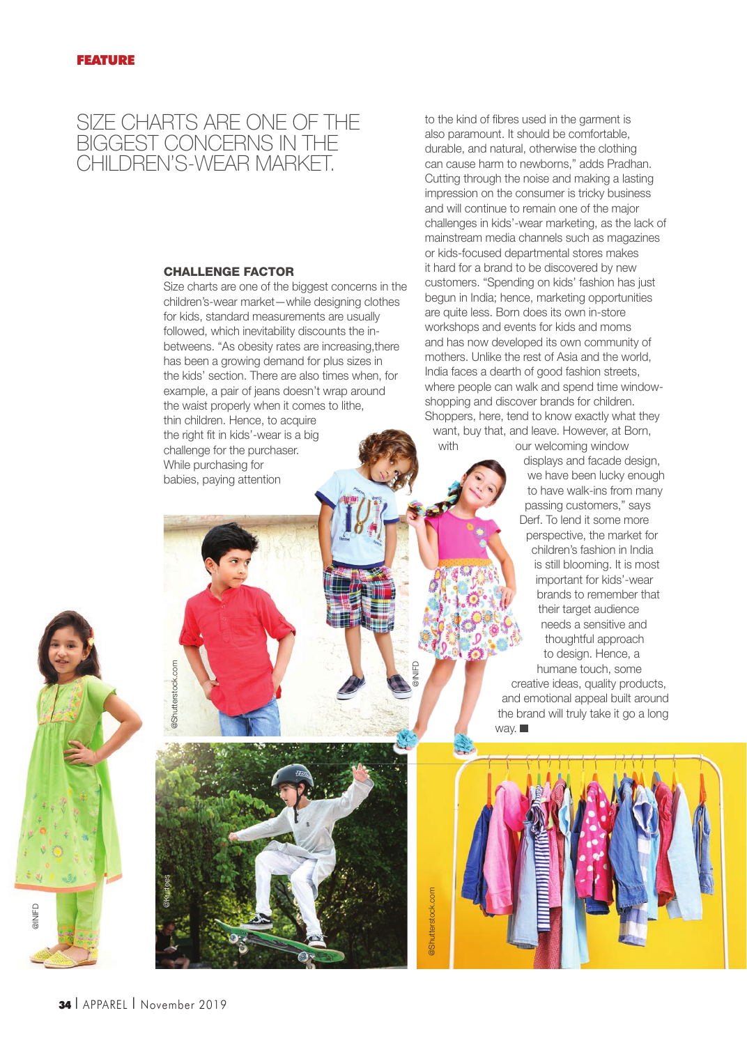SIZE CHARTS ARE ONE OF THE BIGGEST CONCERNS IN THE CHILDREN'S-WEAR MARKET.

### CHALLENGE FACTOR

Size charts are one of the biggest concerns in the children's-wear market—while designing clothes for kids, standard measurements are usually followed, which inevitability discounts the in-betweens. "As obesity rates are increasing,there has been a growing demand for plus sizes in the kids' section. There are also times when, for example, a pair of jeans doesn't wrap around the waist properly when it comes to lithe, thin children. Hence, to acquire the right fit in kids'-wear is a big challenge for the purchaser. While purchasing for babies, paying attention to the kind of fibres used in the garment is also paramount. It should be comfortable, durable, and natural, otherwise the clothing can cause harm to newborns," adds Pradhan. Cutting through the noise and making a lasting impression on the consumer is tricky business and will continue to remain one of the major challenges in kids'-wear marketing, as the lack of mainstream media channels such as magazines or kids-focused departmental stores makes it hard for a brand to be discovered by new customers. "Spending on kids' fashion has just begun in India; hence, marketing opportunities are quite less. Born does its own in-store workshops and events for kids and moms and has now developed its own community of mothers. Unlike the rest of Asia and the world, India faces a dearth of good fashion streets, where people can walk and spend time window-shopping and discover brands for children. Shoppers, here, tend to know exactly what they want, buy that, and leave. However, at Born, with our welcoming window displays and facade design, we have been lucky enough to have walk-ins from many passing customers," says Derf. To lend it some more perspective, the market for children's fashion in India is still blooming. It is most important for kids'-wear brands to remember that their target audience needs a sensitive and thoughtful approach to design. Hence, a humane touch, some creative ideas, quality products, and emotional appeal built around the brand will truly take it go a long way. ■

@Shutterstock.com

@INIFD

@INIFD

@Kurtees

@Shutterstock.com